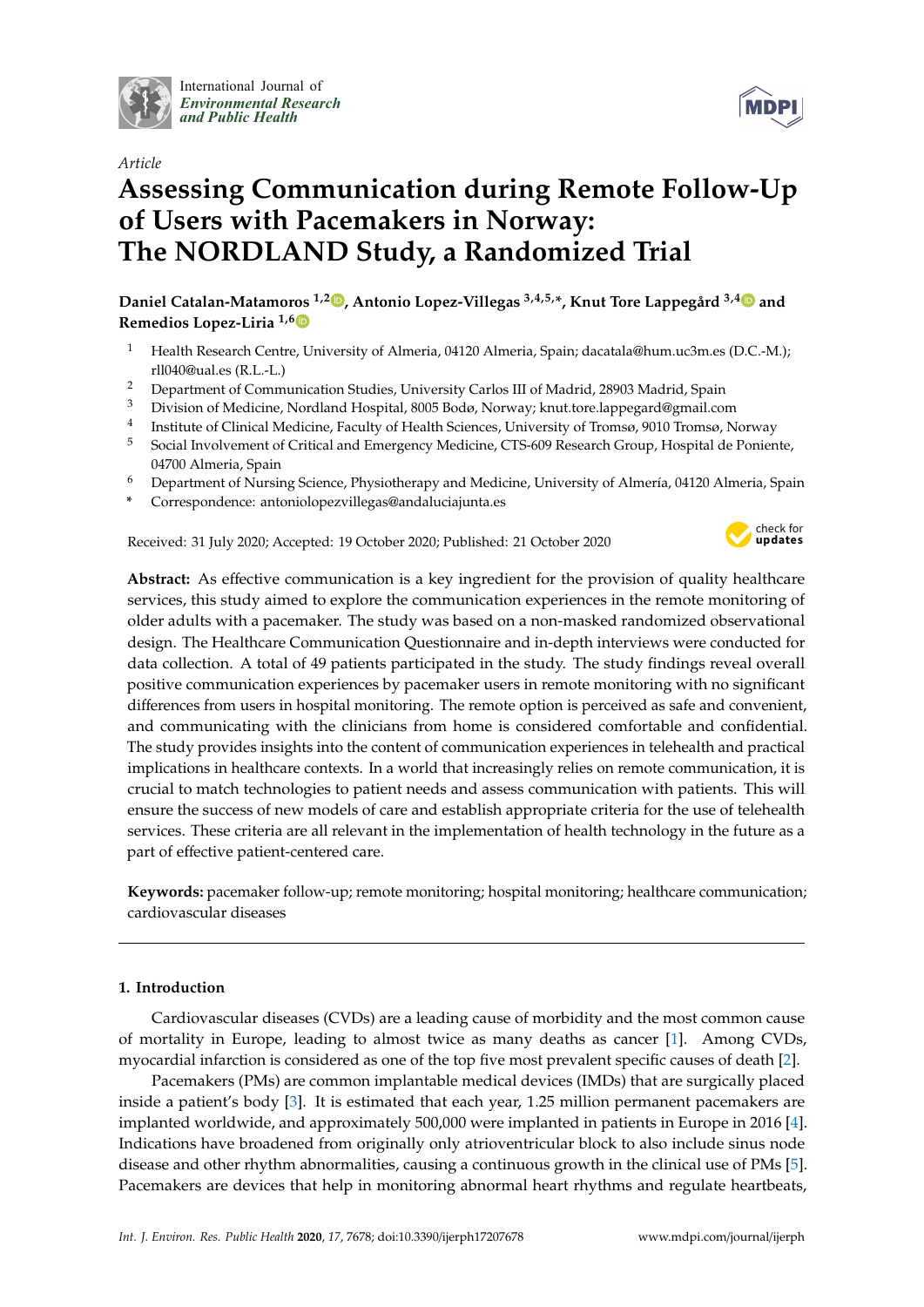International Journal of *Environmental Research and Public Health*

*Article*

# Assessing Communication during Remote Follow-Up of Users with Pacemakers in Norway: The NORDLAND Study, a Randomized Trial

**Daniel Catalan-Matamoros [1,2], Antonio Lopez-Villegas [3,4,5,*], Knut Tore Lappegård [3,4] and Remedios Lopez-Liria [1,6]**

1. Health Research Centre, University of Almeria, 04120 Almeria, Spain; dacatala@hum.uc3m.es (D.C.-M.); rll040@ual.es (R.L.-L.)
2. Department of Communication Studies, University Carlos III of Madrid, 28903 Madrid, Spain
3. Division of Medicine, Nordland Hospital, 8005 Bodø, Norway; knut.tore.lappegard@gmail.com
4. Institute of Clinical Medicine, Faculty of Health Sciences, University of Tromsø, 9010 Tromsø, Norway
5. Social Involvement of Critical and Emergency Medicine, CTS-609 Research Group, Hospital de Poniente, 04700 Almeria, Spain
6. Department of Nursing Science, Physiotherapy and Medicine, University of Almería, 04120 Almeria, Spain

\* Correspondence: antoniolopezvillegas@andaluciajunta.es

Received: 31 July 2020; Accepted: 19 October 2020; Published: 21 October 2020

**Abstract:** As effective communication is a key ingredient for the provision of quality healthcare services, this study aimed to explore the communication experiences in the remote monitoring of older adults with a pacemaker. The study was based on a non-masked randomized observational design. The Healthcare Communication Questionnaire and in-depth interviews were conducted for data collection. A total of 49 patients participated in the study. The study findings reveal overall positive communication experiences by pacemaker users in remote monitoring with no significant differences from users in hospital monitoring. The remote option is perceived as safe and convenient, and communicating with the clinicians from home is considered comfortable and confidential. The study provides insights into the content of communication experiences in telehealth and practical implications in healthcare contexts. In a world that increasingly relies on remote communication, it is crucial to match technologies to patient needs and assess communication with patients. This will ensure the success of new models of care and establish appropriate criteria for the use of telehealth services. These criteria are all relevant in the implementation of health technology in the future as a part of effective patient-centered care.

**Keywords:** pacemaker follow-up; remote monitoring; hospital monitoring; healthcare communication; cardiovascular diseases

## 1. Introduction

Cardiovascular diseases (CVDs) are a leading cause of morbidity and the most common cause of mortality in Europe, leading to almost twice as many deaths as cancer [1]. Among CVDs, myocardial infarction is considered as one of the top five most prevalent specific causes of death [2].

Pacemakers (PMs) are common implantable medical devices (IMDs) that are surgically placed inside a patient's body [3]. It is estimated that each year, 1.25 million permanent pacemakers are implanted worldwide, and approximately 500,000 were implanted in patients in Europe in 2016 [4]. Indications have broadened from originally only atrioventricular block to also include sinus node disease and other rhythm abnormalities, causing a continuous growth in the clinical use of PMs [5]. Pacemakers are devices that help in monitoring abnormal heart rhythms and regulate heartbeats,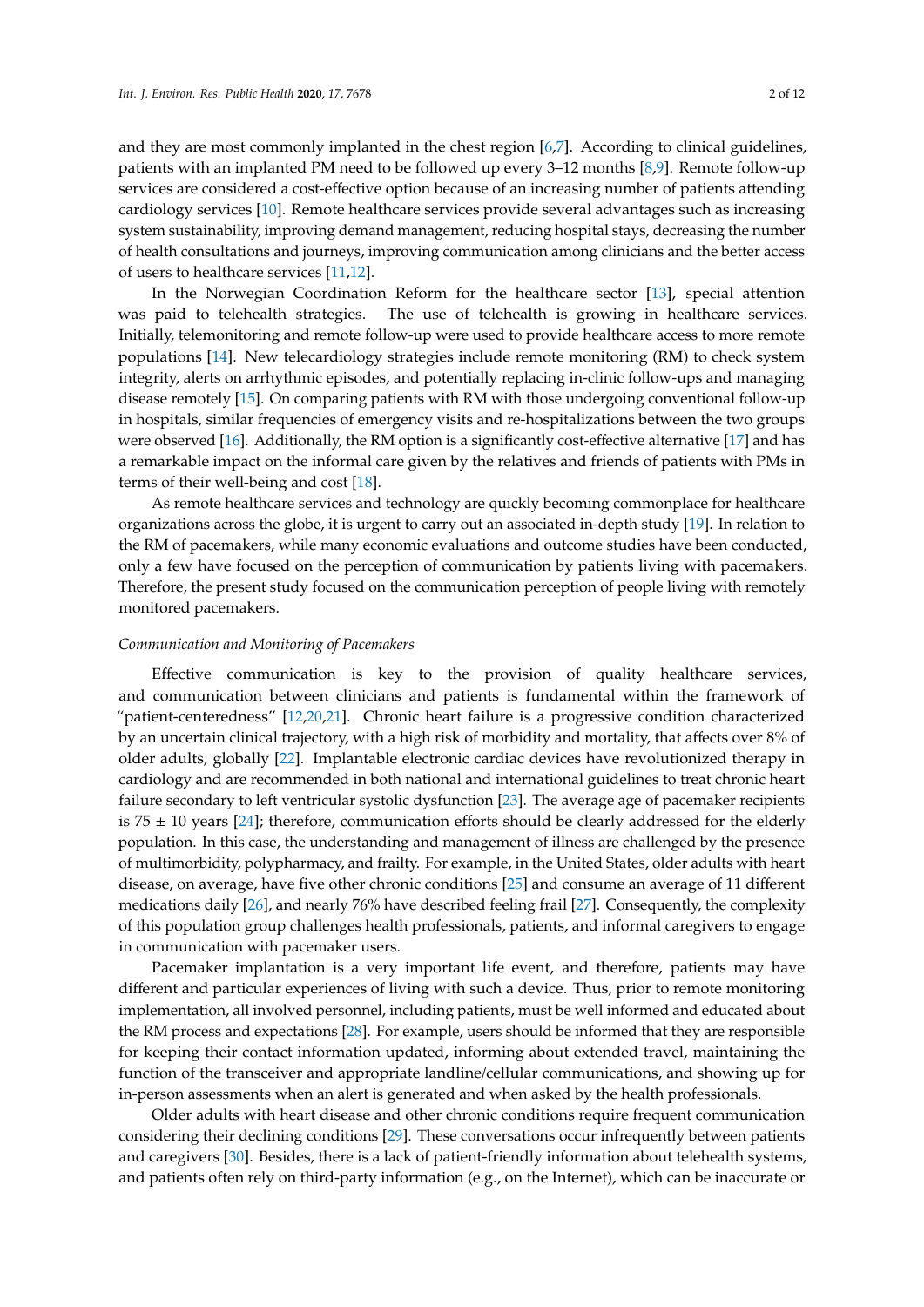and they are most commonly implanted in the chest region [6,7]. According to clinical guidelines, patients with an implanted PM need to be followed up every 3–12 months [8,9]. Remote follow-up services are considered a cost-effective option because of an increasing number of patients attending cardiology services [10]. Remote healthcare services provide several advantages such as increasing system sustainability, improving demand management, reducing hospital stays, decreasing the number of health consultations and journeys, improving communication among clinicians and the better access of users to healthcare services [11,12].

In the Norwegian Coordination Reform for the healthcare sector [13], special attention was paid to telehealth strategies. The use of telehealth is growing in healthcare services. Initially, telemonitoring and remote follow-up were used to provide healthcare access to more remote populations [14]. New telecardiology strategies include remote monitoring (RM) to check system integrity, alerts on arrhythmic episodes, and potentially replacing in-clinic follow-ups and managing disease remotely [15]. On comparing patients with RM with those undergoing conventional follow-up in hospitals, similar frequencies of emergency visits and re-hospitalizations between the two groups were observed [16]. Additionally, the RM option is a significantly cost-effective alternative [17] and has a remarkable impact on the informal care given by the relatives and friends of patients with PMs in terms of their well-being and cost [18].

As remote healthcare services and technology are quickly becoming commonplace for healthcare organizations across the globe, it is urgent to carry out an associated in-depth study [19]. In relation to the RM of pacemakers, while many economic evaluations and outcome studies have been conducted, only a few have focused on the perception of communication by patients living with pacemakers. Therefore, the present study focused on the communication perception of people living with remotely monitored pacemakers.

*Communication and Monitoring of Pacemakers*

Effective communication is key to the provision of quality healthcare services, and communication between clinicians and patients is fundamental within the framework of "patient-centeredness" [12,20,21]. Chronic heart failure is a progressive condition characterized by an uncertain clinical trajectory, with a high risk of morbidity and mortality, that affects over 8% of older adults, globally [22]. Implantable electronic cardiac devices have revolutionized therapy in cardiology and are recommended in both national and international guidelines to treat chronic heart failure secondary to left ventricular systolic dysfunction [23]. The average age of pacemaker recipients is 75 ± 10 years [24]; therefore, communication efforts should be clearly addressed for the elderly population. In this case, the understanding and management of illness are challenged by the presence of multimorbidity, polypharmacy, and frailty. For example, in the United States, older adults with heart disease, on average, have five other chronic conditions [25] and consume an average of 11 different medications daily [26], and nearly 76% have described feeling frail [27]. Consequently, the complexity of this population group challenges health professionals, patients, and informal caregivers to engage in communication with pacemaker users.

Pacemaker implantation is a very important life event, and therefore, patients may have different and particular experiences of living with such a device. Thus, prior to remote monitoring implementation, all involved personnel, including patients, must be well informed and educated about the RM process and expectations [28]. For example, users should be informed that they are responsible for keeping their contact information updated, informing about extended travel, maintaining the function of the transceiver and appropriate landline/cellular communications, and showing up for in-person assessments when an alert is generated and when asked by the health professionals.

Older adults with heart disease and other chronic conditions require frequent communication considering their declining conditions [29]. These conversations occur infrequently between patients and caregivers [30]. Besides, there is a lack of patient-friendly information about telehealth systems, and patients often rely on third-party information (e.g., on the Internet), which can be inaccurate or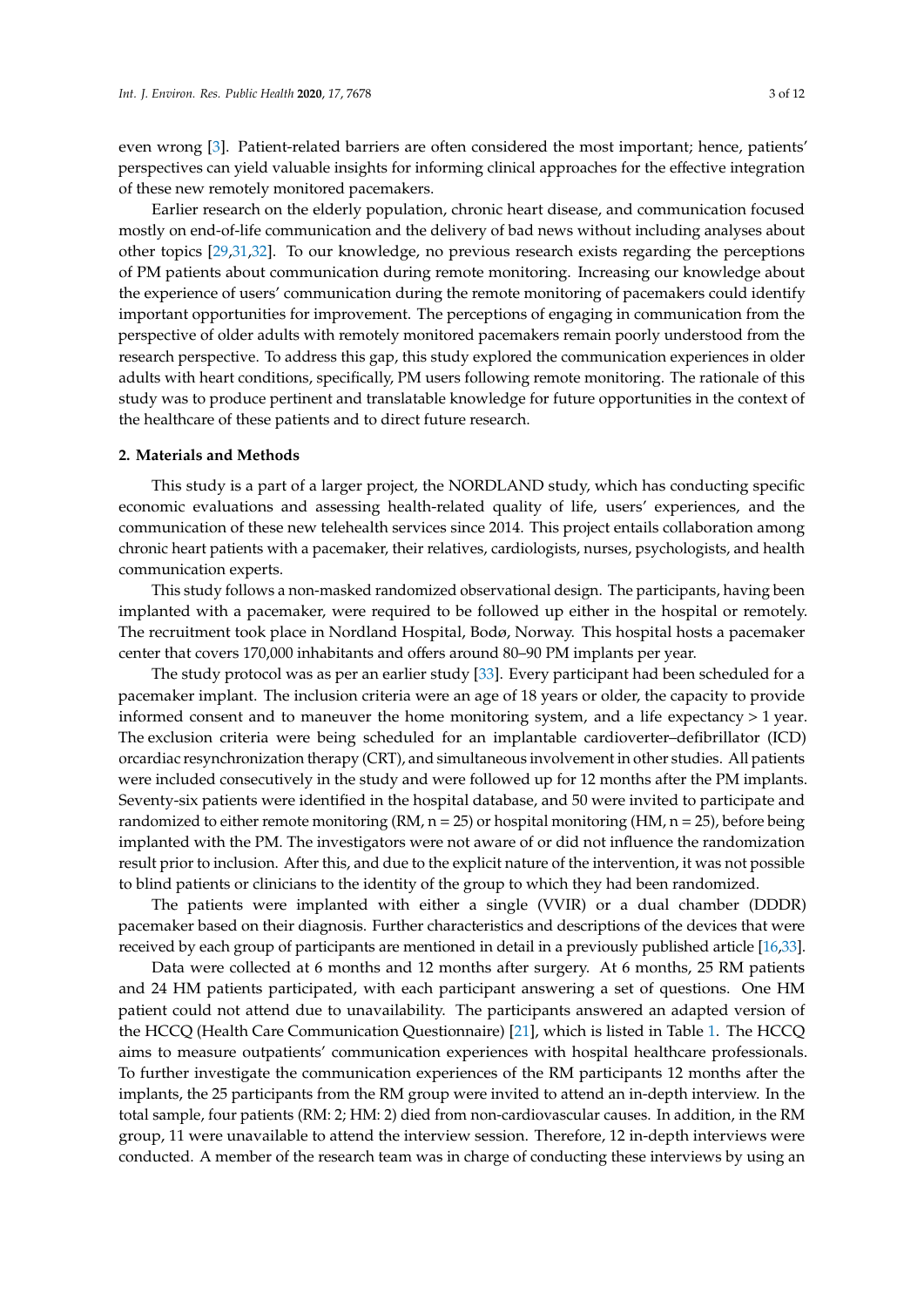even wrong [3]. Patient-related barriers are often considered the most important; hence, patients' perspectives can yield valuable insights for informing clinical approaches for the effective integration of these new remotely monitored pacemakers.

Earlier research on the elderly population, chronic heart disease, and communication focused mostly on end-of-life communication and the delivery of bad news without including analyses about other topics [29,31,32]. To our knowledge, no previous research exists regarding the perceptions of PM patients about communication during remote monitoring. Increasing our knowledge about the experience of users' communication during the remote monitoring of pacemakers could identify important opportunities for improvement. The perceptions of engaging in communication from the perspective of older adults with remotely monitored pacemakers remain poorly understood from the research perspective. To address this gap, this study explored the communication experiences in older adults with heart conditions, specifically, PM users following remote monitoring. The rationale of this study was to produce pertinent and translatable knowledge for future opportunities in the context of the healthcare of these patients and to direct future research.

## 2. Materials and Methods

This study is a part of a larger project, the NORDLAND study, which has conducting specific economic evaluations and assessing health-related quality of life, users' experiences, and the communication of these new telehealth services since 2014. This project entails collaboration among chronic heart patients with a pacemaker, their relatives, cardiologists, nurses, psychologists, and health communication experts.

This study follows a non-masked randomized observational design. The participants, having been implanted with a pacemaker, were required to be followed up either in the hospital or remotely. The recruitment took place in Nordland Hospital, Bodø, Norway. This hospital hosts a pacemaker center that covers 170,000 inhabitants and offers around 80–90 PM implants per year.

The study protocol was as per an earlier study [33]. Every participant had been scheduled for a pacemaker implant. The inclusion criteria were an age of 18 years or older, the capacity to provide informed consent and to maneuver the home monitoring system, and a life expectancy > 1 year. The exclusion criteria were being scheduled for an implantable cardioverter–defibrillator (ICD) orcardiac resynchronization therapy (CRT), and simultaneous involvement in other studies. All patients were included consecutively in the study and were followed up for 12 months after the PM implants. Seventy-six patients were identified in the hospital database, and 50 were invited to participate and randomized to either remote monitoring (RM, n = 25) or hospital monitoring (HM, n = 25), before being implanted with the PM. The investigators were not aware of or did not influence the randomization result prior to inclusion. After this, and due to the explicit nature of the intervention, it was not possible to blind patients or clinicians to the identity of the group to which they had been randomized.

The patients were implanted with either a single (VVIR) or a dual chamber (DDDR) pacemaker based on their diagnosis. Further characteristics and descriptions of the devices that were received by each group of participants are mentioned in detail in a previously published article [16,33].

Data were collected at 6 months and 12 months after surgery. At 6 months, 25 RM patients and 24 HM patients participated, with each participant answering a set of questions. One HM patient could not attend due to unavailability. The participants answered an adapted version of the HCCQ (Health Care Communication Questionnaire) [21], which is listed in Table 1. The HCCQ aims to measure outpatients' communication experiences with hospital healthcare professionals. To further investigate the communication experiences of the RM participants 12 months after the implants, the 25 participants from the RM group were invited to attend an in-depth interview. In the total sample, four patients (RM: 2; HM: 2) died from non-cardiovascular causes. In addition, in the RM group, 11 were unavailable to attend the interview session. Therefore, 12 in-depth interviews were conducted. A member of the research team was in charge of conducting these interviews by using an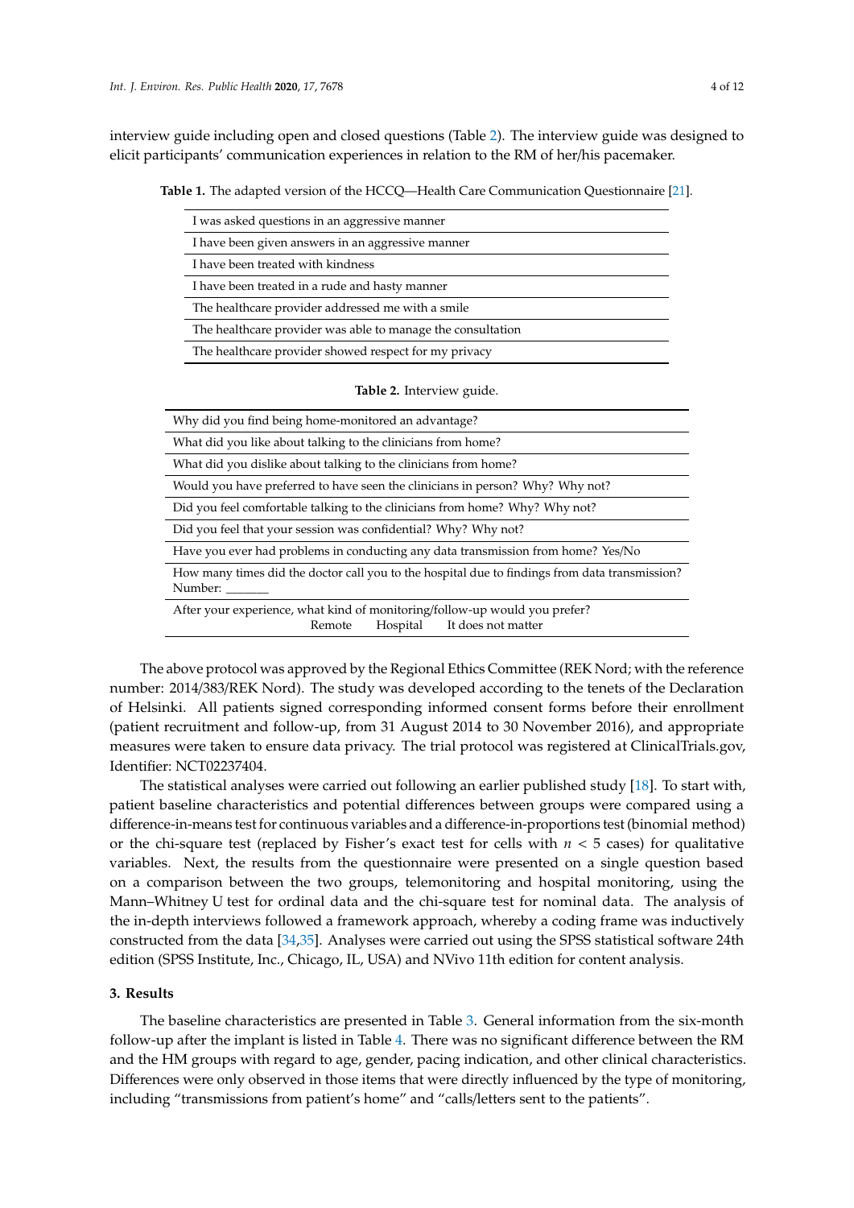interview guide including open and closed questions (Table 2). The interview guide was designed to elicit participants' communication experiences in relation to the RM of her/his pacemaker.

**Table 1.** The adapted version of the HCCQ—Health Care Communication Questionnaire [21].

| |
|---|
| I was asked questions in an aggressive manner |
| I have been given answers in an aggressive manner |
| I have been treated with kindness |
| I have been treated in a rude and hasty manner |
| The healthcare provider addressed me with a smile |
| The healthcare provider was able to manage the consultation |
| The healthcare provider showed respect for my privacy |

**Table 2.** Interview guide.

| |
|---|
| Why did you find being home-monitored an advantage? |
| What did you like about talking to the clinicians from home? |
| What did you dislike about talking to the clinicians from home? |
| Would you have preferred to have seen the clinicians in person? Why? Why not? |
| Did you feel comfortable talking to the clinicians from home? Why? Why not? |
| Did you feel that your session was confidential? Why? Why not? |
| Have you ever had problems in conducting any data transmission from home? Yes/No |
| How many times did the doctor call you to the hospital due to findings from data transmission? Number: _______ |
| After your experience, what kind of monitoring/follow-up would you prefer? Remote Hospital It does not matter |

The above protocol was approved by the Regional Ethics Committee (REK Nord; with the reference number: 2014/383/REK Nord). The study was developed according to the tenets of the Declaration of Helsinki. All patients signed corresponding informed consent forms before their enrollment (patient recruitment and follow-up, from 31 August 2014 to 30 November 2016), and appropriate measures were taken to ensure data privacy. The trial protocol was registered at ClinicalTrials.gov, Identifier: NCT02237404.

The statistical analyses were carried out following an earlier published study [18]. To start with, patient baseline characteristics and potential differences between groups were compared using a difference-in-means test for continuous variables and a difference-in-proportions test (binomial method) or the chi-square test (replaced by Fisher's exact test for cells with $n < 5$ cases) for qualitative variables. Next, the results from the questionnaire were presented on a single question based on a comparison between the two groups, telemonitoring and hospital monitoring, using the Mann–Whitney U test for ordinal data and the chi-square test for nominal data. The analysis of the in-depth interviews followed a framework approach, whereby a coding frame was inductively constructed from the data [34,35]. Analyses were carried out using the SPSS statistical software 24th edition (SPSS Institute, Inc., Chicago, IL, USA) and NVivo 11th edition for content analysis.

## 3. Results

The baseline characteristics are presented in Table 3. General information from the six-month follow-up after the implant is listed in Table 4. There was no significant difference between the RM and the HM groups with regard to age, gender, pacing indication, and other clinical characteristics. Differences were only observed in those items that were directly influenced by the type of monitoring, including "transmissions from patient's home" and "calls/letters sent to the patients".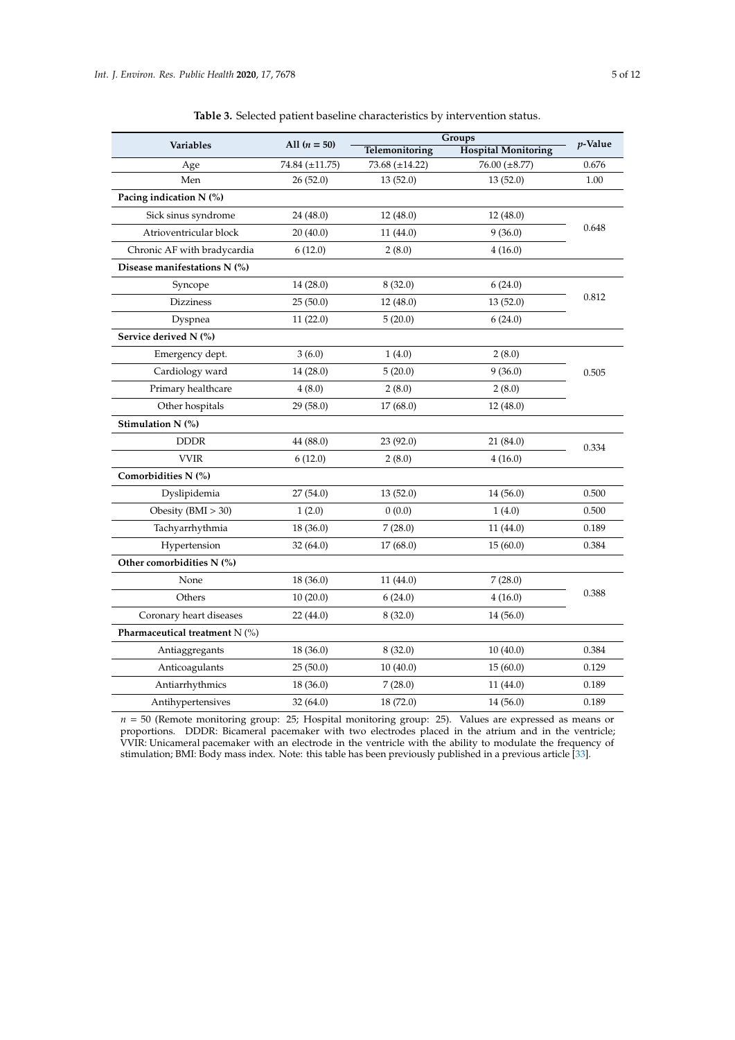**Table 3.** Selected patient baseline characteristics by intervention status.

| Variables | All ($n$ = 50) | Groups | | $p$-Value |
|---|---|---|---|---|
| | | Telemonitoring | Hospital Monitoring | |
| Age | 74.84 (±11.75) | 73.68 (±14.22) | 76.00 (±8.77) | 0.676 |
| Men | 26 (52.0) | 13 (52.0) | 13 (52.0) | 1.00 |
| **Pacing indication N (%)** | | | | |
| Sick sinus syndrome | 24 (48.0) | 12 (48.0) | 12 (48.0) | 0.648 |
| Atrioventricular block | 20 (40.0) | 11 (44.0) | 9 (36.0) | |
| Chronic AF with bradycardia | 6 (12.0) | 2 (8.0) | 4 (16.0) | |
| **Disease manifestations N (%)** | | | | |
| Syncope | 14 (28.0) | 8 (32.0) | 6 (24.0) | 0.812 |
| Dizziness | 25 (50.0) | 12 (48.0) | 13 (52.0) | |
| Dyspnea | 11 (22.0) | 5 (20.0) | 6 (24.0) | |
| **Service derived N (%)** | | | | |
| Emergency dept. | 3 (6.0) | 1 (4.0) | 2 (8.0) | 0.505 |
| Cardiology ward | 14 (28.0) | 5 (20.0) | 9 (36.0) | |
| Primary healthcare | 4 (8.0) | 2 (8.0) | 2 (8.0) | |
| Other hospitals | 29 (58.0) | 17 (68.0) | 12 (48.0) | |
| **Stimulation N (%)** | | | | |
| DDDR | 44 (88.0) | 23 (92.0) | 21 (84.0) | 0.334 |
| VVIR | 6 (12.0) | 2 (8.0) | 4 (16.0) | |
| **Comorbidities N (%)** | | | | |
| Dyslipidemia | 27 (54.0) | 13 (52.0) | 14 (56.0) | 0.500 |
| Obesity (BMI > 30) | 1 (2.0) | 0 (0.0) | 1 (4.0) | 0.500 |
| Tachyarrhythmia | 18 (36.0) | 7 (28.0) | 11 (44.0) | 0.189 |
| Hypertension | 32 (64.0) | 17 (68.0) | 15 (60.0) | 0.384 |
| **Other comorbidities N (%)** | | | | |
| None | 18 (36.0) | 11 (44.0) | 7 (28.0) | 0.388 |
| Others | 10 (20.0) | 6 (24.0) | 4 (16.0) | |
| Coronary heart diseases | 22 (44.0) | 8 (32.0) | 14 (56.0) | |
| **Pharmaceutical treatment** N (%) | | | | |
| Antiaggregants | 18 (36.0) | 8 (32.0) | 10 (40.0) | 0.384 |
| Anticoagulants | 25 (50.0) | 10 (40.0) | 15 (60.0) | 0.129 |
| Antiarrhythmics | 18 (36.0) | 7 (28.0) | 11 (44.0) | 0.189 |
| Antihypertensives | 32 (64.0) | 18 (72.0) | 14 (56.0) | 0.189 |

$n$ = 50 (Remote monitoring group: 25; Hospital monitoring group: 25). Values are expressed as means or proportions. DDDR: Bicameral pacemaker with two electrodes placed in the atrium and in the ventricle; VVIR: Unicameral pacemaker with an electrode in the ventricle with the ability to modulate the frequency of stimulation; BMI: Body mass index. Note: this table has been previously published in a previous article [33].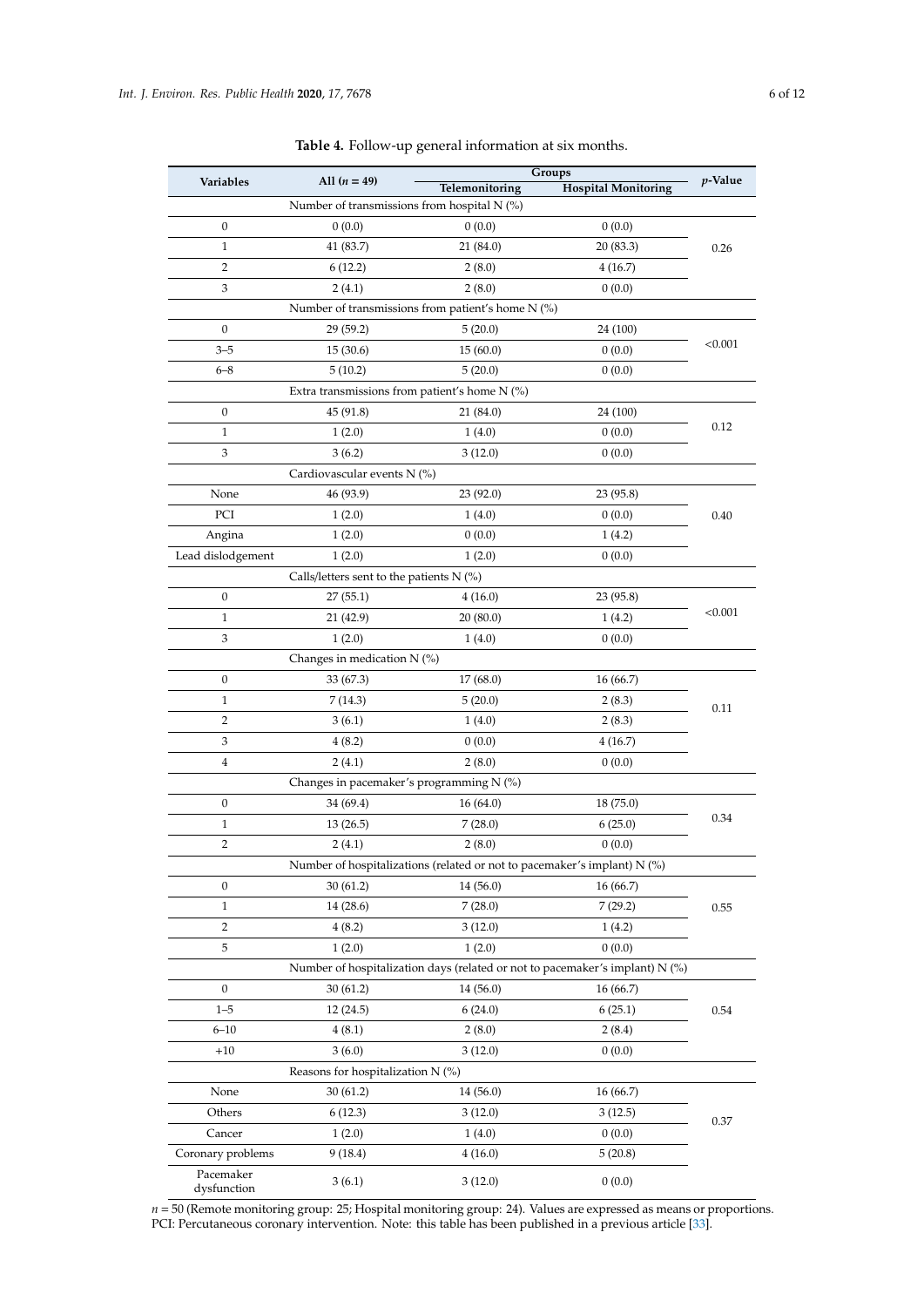**Table 4.** Follow-up general information at six months.

| Variables | All ($n$ = 49) | Groups | | $p$-Value |
|---|---|---|---|---|
| | | Telemonitoring | Hospital Monitoring | |
| Number of transmissions from hospital N (%) | | | | |
| 0 | 0 (0.0) | 0 (0.0) | 0 (0.0) | 0.26 |
| 1 | 41 (83.7) | 21 (84.0) | 20 (83.3) | |
| 2 | 6 (12.2) | 2 (8.0) | 4 (16.7) | |
| 3 | 2 (4.1) | 2 (8.0) | 0 (0.0) | |
| Number of transmissions from patient's home N (%) | | | | |
| 0 | 29 (59.2) | 5 (20.0) | 24 (100) | <0.001 |
| 3–5 | 15 (30.6) | 15 (60.0) | 0 (0.0) | |
| 6–8 | 5 (10.2) | 5 (20.0) | 0 (0.0) | |
| Extra transmissions from patient's home N (%) | | | | |
| 0 | 45 (91.8) | 21 (84.0) | 24 (100) | 0.12 |
| 1 | 1 (2.0) | 1 (4.0) | 0 (0.0) | |
| 3 | 3 (6.2) | 3 (12.0) | 0 (0.0) | |
| Cardiovascular events N (%) | | | | |
| None | 46 (93.9) | 23 (92.0) | 23 (95.8) | 0.40 |
| PCI | 1 (2.0) | 1 (4.0) | 0 (0.0) | |
| Angina | 1 (2.0) | 0 (0.0) | 1 (4.2) | |
| Lead dislodgement | 1 (2.0) | 1 (2.0) | 0 (0.0) | |
| Calls/letters sent to the patients N (%) | | | | |
| 0 | 27 (55.1) | 4 (16.0) | 23 (95.8) | <0.001 |
| 1 | 21 (42.9) | 20 (80.0) | 1 (4.2) | |
| 3 | 1 (2.0) | 1 (4.0) | 0 (0.0) | |
| Changes in medication N (%) | | | | |
| 0 | 33 (67.3) | 17 (68.0) | 16 (66.7) | 0.11 |
| 1 | 7 (14.3) | 5 (20.0) | 2 (8.3) | |
| 2 | 3 (6.1) | 1 (4.0) | 2 (8.3) | |
| 3 | 4 (8.2) | 0 (0.0) | 4 (16.7) | |
| 4 | 2 (4.1) | 2 (8.0) | 0 (0.0) | |
| Changes in pacemaker's programming N (%) | | | | |
| 0 | 34 (69.4) | 16 (64.0) | 18 (75.0) | 0.34 |
| 1 | 13 (26.5) | 7 (28.0) | 6 (25.0) | |
| 2 | 2 (4.1) | 2 (8.0) | 0 (0.0) | |
| Number of hospitalizations (related or not to pacemaker's implant) N (%) | | | | |
| 0 | 30 (61.2) | 14 (56.0) | 16 (66.7) | 0.55 |
| 1 | 14 (28.6) | 7 (28.0) | 7 (29.2) | |
| 2 | 4 (8.2) | 3 (12.0) | 1 (4.2) | |
| 5 | 1 (2.0) | 1 (2.0) | 0 (0.0) | |
| Number of hospitalization days (related or not to pacemaker's implant) N (%) | | | | |
| 0 | 30 (61.2) | 14 (56.0) | 16 (66.7) | 0.54 |
| 1–5 | 12 (24.5) | 6 (24.0) | 6 (25.1) | |
| 6–10 | 4 (8.1) | 2 (8.0) | 2 (8.4) | |
| +10 | 3 (6.0) | 3 (12.0) | 0 (0.0) | |
| Reasons for hospitalization N (%) | | | | |
| None | 30 (61.2) | 14 (56.0) | 16 (66.7) | 0.37 |
| Others | 6 (12.3) | 3 (12.0) | 3 (12.5) | |
| Cancer | 1 (2.0) | 1 (4.0) | 0 (0.0) | |
| Coronary problems | 9 (18.4) | 4 (16.0) | 5 (20.8) | |
| Pacemaker dysfunction | 3 (6.1) | 3 (12.0) | 0 (0.0) | |

$n$ = 50 (Remote monitoring group: 25; Hospital monitoring group: 24). Values are expressed as means or proportions. PCI: Percutaneous coronary intervention. Note: this table has been published in a previous article [33].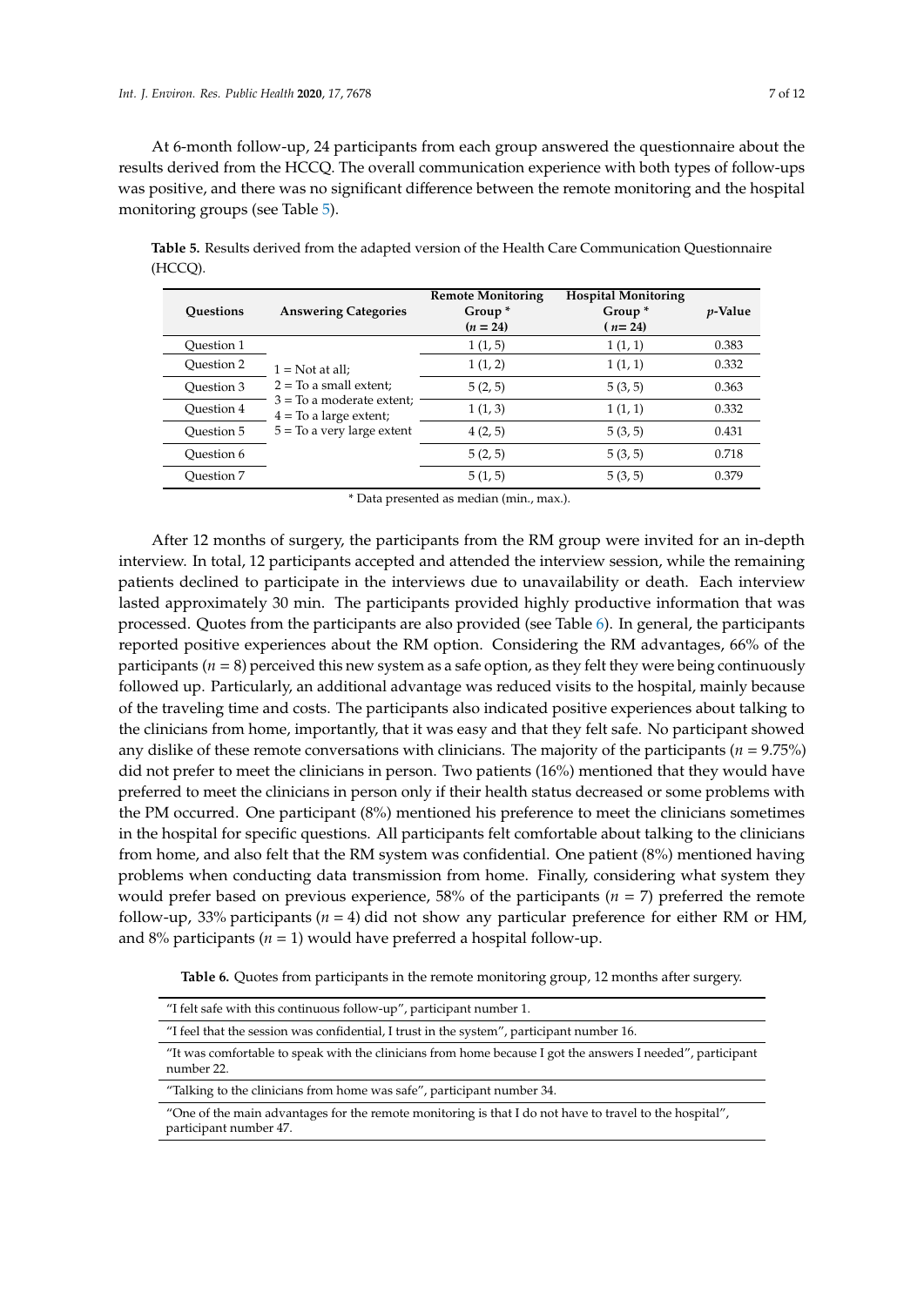At 6-month follow-up, 24 participants from each group answered the questionnaire about the results derived from the HCCQ. The overall communication experience with both types of follow-ups was positive, and there was no significant difference between the remote monitoring and the hospital monitoring groups (see Table 5).

**Table 5.** Results derived from the adapted version of the Health Care Communication Questionnaire (HCCQ).

| Questions | Answering Categories | Remote Monitoring Group * ($n$ = 24) | Hospital Monitoring Group * ($n$ = 24) | $p$-Value |
|---|---|---|---|---|
| Question 1 | 1 = Not at all; 2 = To a small extent; 3 = To a moderate extent; 4 = To a large extent; 5 = To a very large extent | 1 (1, 5) | 1 (1, 1) | 0.383 |
| Question 2 | | 1 (1, 2) | 1 (1, 1) | 0.332 |
| Question 3 | | 5 (2, 5) | 5 (3, 5) | 0.363 |
| Question 4 | | 1 (1, 3) | 1 (1, 1) | 0.332 |
| Question 5 | | 4 (2, 5) | 5 (3, 5) | 0.431 |
| Question 6 | | 5 (2, 5) | 5 (3, 5) | 0.718 |
| Question 7 | | 5 (1, 5) | 5 (3, 5) | 0.379 |

\* Data presented as median (min., max.).

After 12 months of surgery, the participants from the RM group were invited for an in-depth interview. In total, 12 participants accepted and attended the interview session, while the remaining patients declined to participate in the interviews due to unavailability or death. Each interview lasted approximately 30 min. The participants provided highly productive information that was processed. Quotes from the participants are also provided (see Table 6). In general, the participants reported positive experiences about the RM option. Considering the RM advantages, 66% of the participants ($n$ = 8) perceived this new system as a safe option, as they felt they were being continuously followed up. Particularly, an additional advantage was reduced visits to the hospital, mainly because of the traveling time and costs. The participants also indicated positive experiences about talking to the clinicians from home, importantly, that it was easy and that they felt safe. No participant showed any dislike of these remote conversations with clinicians. The majority of the participants ($n$ = 9.75%) did not prefer to meet the clinicians in person. Two patients (16%) mentioned that they would have preferred to meet the clinicians in person only if their health status decreased or some problems with the PM occurred. One participant (8%) mentioned his preference to meet the clinicians sometimes in the hospital for specific questions. All participants felt comfortable about talking to the clinicians from home, and also felt that the RM system was confidential. One patient (8%) mentioned having problems when conducting data transmission from home. Finally, considering what system they would prefer based on previous experience, 58% of the participants ($n$ = 7) preferred the remote follow-up, 33% participants ($n$ = 4) did not show any particular preference for either RM or HM, and 8% participants ($n$ = 1) would have preferred a hospital follow-up.

**Table 6.** Quotes from participants in the remote monitoring group, 12 months after surgery.

| Quotes |
|---|
| "I felt safe with this continuous follow-up", participant number 1. |
| "I feel that the session was confidential, I trust in the system", participant number 16. |
| "It was comfortable to speak with the clinicians from home because I got the answers I needed", participant number 22. |
| "Talking to the clinicians from home was safe", participant number 34. |
| "One of the main advantages for the remote monitoring is that I do not have to travel to the hospital", participant number 47. |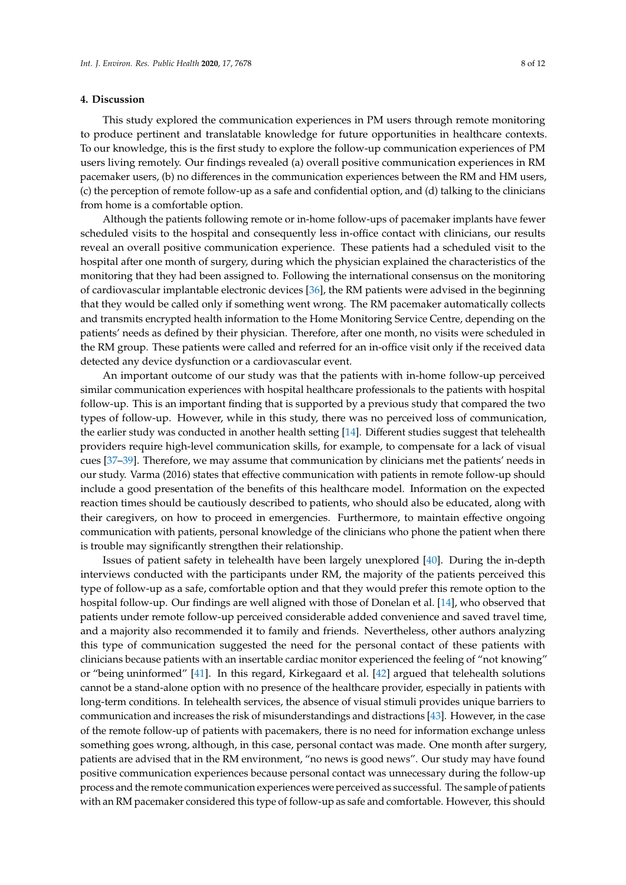## 4. Discussion

This study explored the communication experiences in PM users through remote monitoring to produce pertinent and translatable knowledge for future opportunities in healthcare contexts. To our knowledge, this is the first study to explore the follow-up communication experiences of PM users living remotely. Our findings revealed (a) overall positive communication experiences in RM pacemaker users, (b) no differences in the communication experiences between the RM and HM users, (c) the perception of remote follow-up as a safe and confidential option, and (d) talking to the clinicians from home is a comfortable option.

Although the patients following remote or in-home follow-ups of pacemaker implants have fewer scheduled visits to the hospital and consequently less in-office contact with clinicians, our results reveal an overall positive communication experience. These patients had a scheduled visit to the hospital after one month of surgery, during which the physician explained the characteristics of the monitoring that they had been assigned to. Following the international consensus on the monitoring of cardiovascular implantable electronic devices [36], the RM patients were advised in the beginning that they would be called only if something went wrong. The RM pacemaker automatically collects and transmits encrypted health information to the Home Monitoring Service Centre, depending on the patients' needs as defined by their physician. Therefore, after one month, no visits were scheduled in the RM group. These patients were called and referred for an in-office visit only if the received data detected any device dysfunction or a cardiovascular event.

An important outcome of our study was that the patients with in-home follow-up perceived similar communication experiences with hospital healthcare professionals to the patients with hospital follow-up. This is an important finding that is supported by a previous study that compared the two types of follow-up. However, while in this study, there was no perceived loss of communication, the earlier study was conducted in another health setting [14]. Different studies suggest that telehealth providers require high-level communication skills, for example, to compensate for a lack of visual cues [37–39]. Therefore, we may assume that communication by clinicians met the patients' needs in our study. Varma (2016) states that effective communication with patients in remote follow-up should include a good presentation of the benefits of this healthcare model. Information on the expected reaction times should be cautiously described to patients, who should also be educated, along with their caregivers, on how to proceed in emergencies. Furthermore, to maintain effective ongoing communication with patients, personal knowledge of the clinicians who phone the patient when there is trouble may significantly strengthen their relationship.

Issues of patient safety in telehealth have been largely unexplored [40]. During the in-depth interviews conducted with the participants under RM, the majority of the patients perceived this type of follow-up as a safe, comfortable option and that they would prefer this remote option to the hospital follow-up. Our findings are well aligned with those of Donelan et al. [14], who observed that patients under remote follow-up perceived considerable added convenience and saved travel time, and a majority also recommended it to family and friends. Nevertheless, other authors analyzing this type of communication suggested the need for the personal contact of these patients with clinicians because patients with an insertable cardiac monitor experienced the feeling of "not knowing" or "being uninformed" [41]. In this regard, Kirkegaard et al. [42] argued that telehealth solutions cannot be a stand-alone option with no presence of the healthcare provider, especially in patients with long-term conditions. In telehealth services, the absence of visual stimuli provides unique barriers to communication and increases the risk of misunderstandings and distractions [43]. However, in the case of the remote follow-up of patients with pacemakers, there is no need for information exchange unless something goes wrong, although, in this case, personal contact was made. One month after surgery, patients are advised that in the RM environment, "no news is good news". Our study may have found positive communication experiences because personal contact was unnecessary during the follow-up process and the remote communication experiences were perceived as successful. The sample of patients with an RM pacemaker considered this type of follow-up as safe and comfortable. However, this should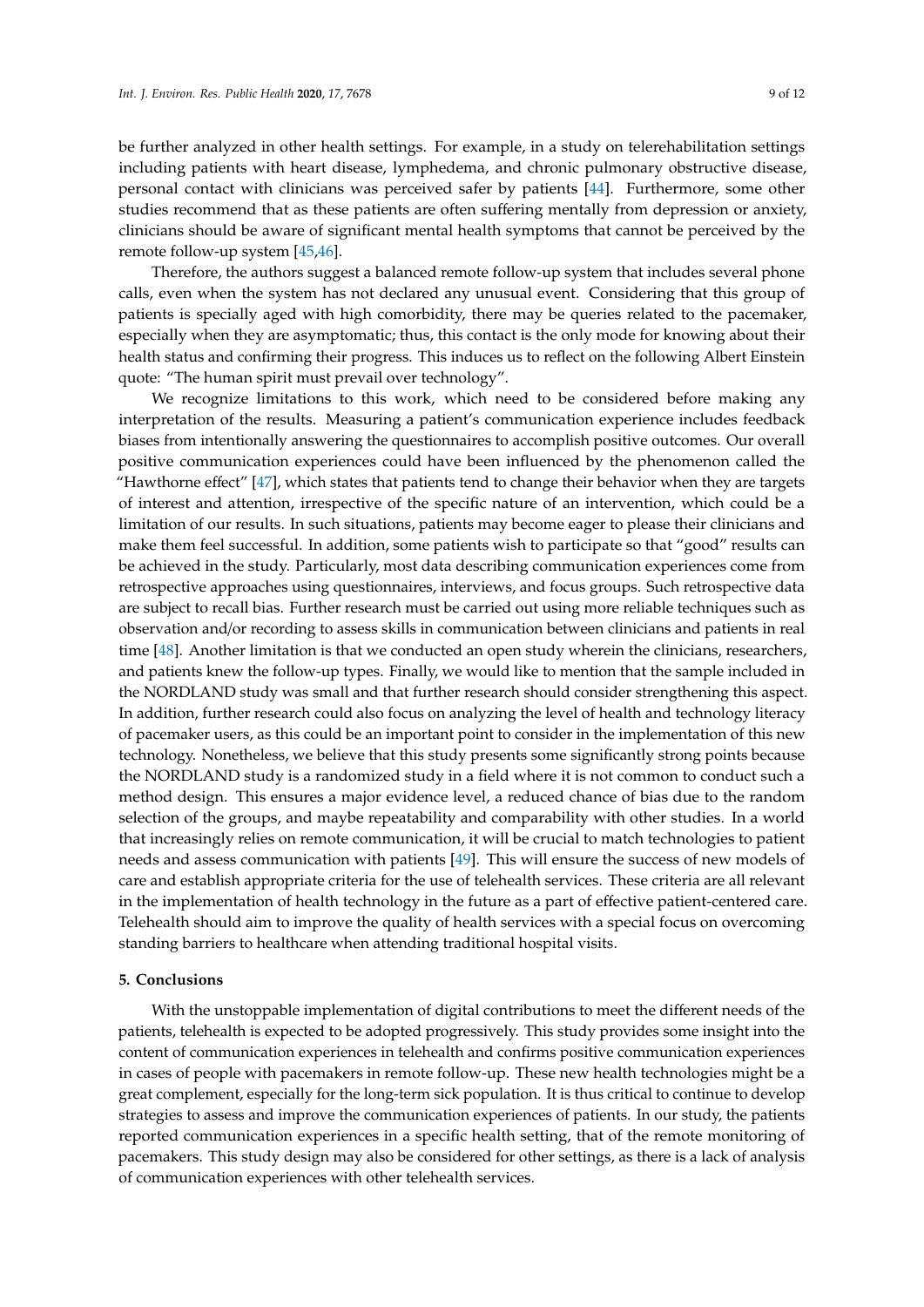be further analyzed in other health settings. For example, in a study on telerehabilitation settings including patients with heart disease, lymphedema, and chronic pulmonary obstructive disease, personal contact with clinicians was perceived safer by patients [44]. Furthermore, some other studies recommend that as these patients are often suffering mentally from depression or anxiety, clinicians should be aware of significant mental health symptoms that cannot be perceived by the remote follow-up system [45,46].

Therefore, the authors suggest a balanced remote follow-up system that includes several phone calls, even when the system has not declared any unusual event. Considering that this group of patients is specially aged with high comorbidity, there may be queries related to the pacemaker, especially when they are asymptomatic; thus, this contact is the only mode for knowing about their health status and confirming their progress. This induces us to reflect on the following Albert Einstein quote: "The human spirit must prevail over technology".

We recognize limitations to this work, which need to be considered before making any interpretation of the results. Measuring a patient's communication experience includes feedback biases from intentionally answering the questionnaires to accomplish positive outcomes. Our overall positive communication experiences could have been influenced by the phenomenon called the "Hawthorne effect" [47], which states that patients tend to change their behavior when they are targets of interest and attention, irrespective of the specific nature of an intervention, which could be a limitation of our results. In such situations, patients may become eager to please their clinicians and make them feel successful. In addition, some patients wish to participate so that "good" results can be achieved in the study. Particularly, most data describing communication experiences come from retrospective approaches using questionnaires, interviews, and focus groups. Such retrospective data are subject to recall bias. Further research must be carried out using more reliable techniques such as observation and/or recording to assess skills in communication between clinicians and patients in real time [48]. Another limitation is that we conducted an open study wherein the clinicians, researchers, and patients knew the follow-up types. Finally, we would like to mention that the sample included in the NORDLAND study was small and that further research should consider strengthening this aspect. In addition, further research could also focus on analyzing the level of health and technology literacy of pacemaker users, as this could be an important point to consider in the implementation of this new technology. Nonetheless, we believe that this study presents some significantly strong points because the NORDLAND study is a randomized study in a field where it is not common to conduct such a method design. This ensures a major evidence level, a reduced chance of bias due to the random selection of the groups, and maybe repeatability and comparability with other studies. In a world that increasingly relies on remote communication, it will be crucial to match technologies to patient needs and assess communication with patients [49]. This will ensure the success of new models of care and establish appropriate criteria for the use of telehealth services. These criteria are all relevant in the implementation of health technology in the future as a part of effective patient-centered care. Telehealth should aim to improve the quality of health services with a special focus on overcoming standing barriers to healthcare when attending traditional hospital visits.

## 5. Conclusions

With the unstoppable implementation of digital contributions to meet the different needs of the patients, telehealth is expected to be adopted progressively. This study provides some insight into the content of communication experiences in telehealth and confirms positive communication experiences in cases of people with pacemakers in remote follow-up. These new health technologies might be a great complement, especially for the long-term sick population. It is thus critical to continue to develop strategies to assess and improve the communication experiences of patients. In our study, the patients reported communication experiences in a specific health setting, that of the remote monitoring of pacemakers. This study design may also be considered for other settings, as there is a lack of analysis of communication experiences with other telehealth services.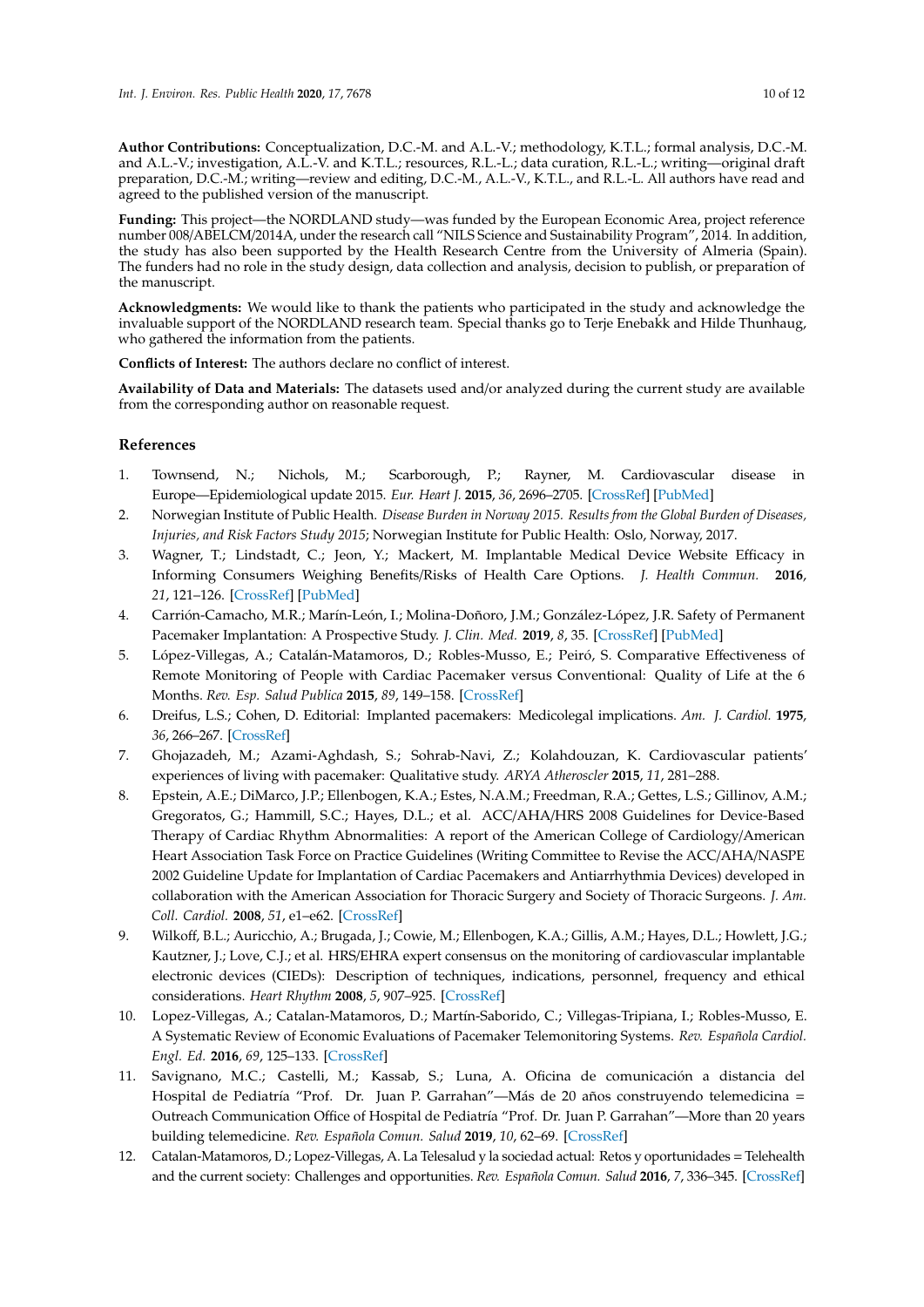**Author Contributions:** Conceptualization, D.C.-M. and A.L.-V.; methodology, K.T.L.; formal analysis, D.C.-M. and A.L.-V.; investigation, A.L.-V. and K.T.L.; resources, R.L.-L.; data curation, R.L.-L.; writing—original draft preparation, D.C.-M.; writing—review and editing, D.C.-M., A.L.-V., K.T.L., and R.L.-L. All authors have read and agreed to the published version of the manuscript.

**Funding:** This project—the NORDLAND study—was funded by the European Economic Area, project reference number 008/ABELCM/2014A, under the research call "NILS Science and Sustainability Program", 2014. In addition, the study has also been supported by the Health Research Centre from the University of Almeria (Spain). The funders had no role in the study design, data collection and analysis, decision to publish, or preparation of the manuscript.

**Acknowledgments:** We would like to thank the patients who participated in the study and acknowledge the invaluable support of the NORDLAND research team. Special thanks go to Terje Enebakk and Hilde Thunhaug, who gathered the information from the patients.

**Conflicts of Interest:** The authors declare no conflict of interest.

**Availability of Data and Materials:** The datasets used and/or analyzed during the current study are available from the corresponding author on reasonable request.

## References

1. Townsend, N.; Nichols, M.; Scarborough, P.; Rayner, M. Cardiovascular disease in Europe—Epidemiological update 2015. *Eur. Heart J.* **2015**, *36*, 2696–2705. [CrossRef] [PubMed]
2. Norwegian Institute of Public Health. *Disease Burden in Norway 2015. Results from the Global Burden of Diseases, Injuries, and Risk Factors Study 2015*; Norwegian Institute for Public Health: Oslo, Norway, 2017.
3. Wagner, T.; Lindstadt, C.; Jeon, Y.; Mackert, M. Implantable Medical Device Website Efficacy in Informing Consumers Weighing Benefits/Risks of Health Care Options. *J. Health Commun.* **2016**, *21*, 121–126. [CrossRef] [PubMed]
4. Carrión-Camacho, M.R.; Marín-León, I.; Molina-Doñoro, J.M.; González-López, J.R. Safety of Permanent Pacemaker Implantation: A Prospective Study. *J. Clin. Med.* **2019**, *8*, 35. [CrossRef] [PubMed]
5. López-Villegas, A.; Catalán-Matamoros, D.; Robles-Musso, E.; Peiró, S. Comparative Effectiveness of Remote Monitoring of People with Cardiac Pacemaker versus Conventional: Quality of Life at the 6 Months. *Rev. Esp. Salud Publica* **2015**, *89*, 149–158. [CrossRef]
6. Dreifus, L.S.; Cohen, D. Editorial: Implanted pacemakers: Medicolegal implications. *Am. J. Cardiol.* **1975**, *36*, 266–267. [CrossRef]
7. Ghojazadeh, M.; Azami-Aghdash, S.; Sohrab-Navi, Z.; Kolahdouzan, K. Cardiovascular patients' experiences of living with pacemaker: Qualitative study. *ARYA Atheroscler* **2015**, *11*, 281–288.
8. Epstein, A.E.; DiMarco, J.P.; Ellenbogen, K.A.; Estes, N.A.M.; Freedman, R.A.; Gettes, L.S.; Gillinov, A.M.; Gregoratos, G.; Hammill, S.C.; Hayes, D.L.; et al. ACC/AHA/HRS 2008 Guidelines for Device-Based Therapy of Cardiac Rhythm Abnormalities: A report of the American College of Cardiology/American Heart Association Task Force on Practice Guidelines (Writing Committee to Revise the ACC/AHA/NASPE 2002 Guideline Update for Implantation of Cardiac Pacemakers and Antiarrhythmia Devices) developed in collaboration with the American Association for Thoracic Surgery and Society of Thoracic Surgeons. *J. Am. Coll. Cardiol.* **2008**, *51*, e1–e62. [CrossRef]
9. Wilkoff, B.L.; Auricchio, A.; Brugada, J.; Cowie, M.; Ellenbogen, K.A.; Gillis, A.M.; Hayes, D.L.; Howlett, J.G.; Kautzner, J.; Love, C.J.; et al. HRS/EHRA expert consensus on the monitoring of cardiovascular implantable electronic devices (CIEDs): Description of techniques, indications, personnel, frequency and ethical considerations. *Heart Rhythm* **2008**, *5*, 907–925. [CrossRef]
10. Lopez-Villegas, A.; Catalan-Matamoros, D.; Martín-Saborido, C.; Villegas-Tripiana, I.; Robles-Musso, E. A Systematic Review of Economic Evaluations of Pacemaker Telemonitoring Systems. *Rev. Española Cardiol. Engl. Ed.* **2016**, *69*, 125–133. [CrossRef]
11. Savignano, M.C.; Castelli, M.; Kassab, S.; Luna, A. Oficina de comunicación a distancia del Hospital de Pediatría "Prof. Dr. Juan P. Garrahan"—Más de 20 años construyendo telemedicina = Outreach Communication Office of Hospital de Pediatría "Prof. Dr. Juan P. Garrahan"—More than 20 years building telemedicine. *Rev. Española Comun. Salud* **2019**, *10*, 62–69. [CrossRef]
12. Catalan-Matamoros, D.; Lopez-Villegas, A. La Telesalud y la sociedad actual: Retos y oportunidades = Telehealth and the current society: Challenges and opportunities. *Rev. Española Comun. Salud* **2016**, *7*, 336–345. [CrossRef]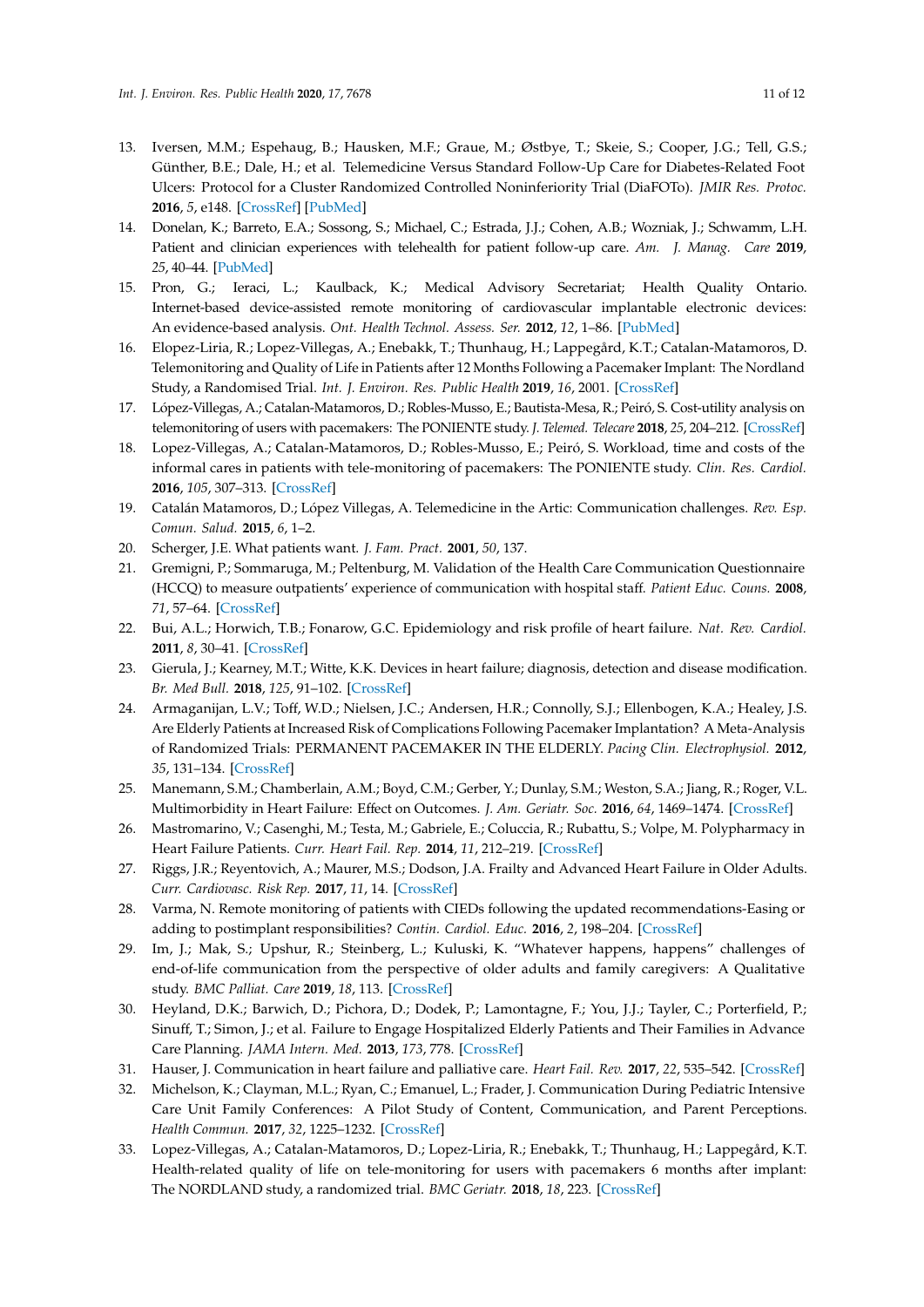13. Iversen, M.M.; Espehaug, B.; Hausken, M.F.; Graue, M.; Østbye, T.; Skeie, S.; Cooper, J.G.; Tell, G.S.; Günther, B.E.; Dale, H.; et al. Telemedicine Versus Standard Follow-Up Care for Diabetes-Related Foot Ulcers: Protocol for a Cluster Randomized Controlled Noninferiority Trial (DiaFOTo). *JMIR Res. Protoc.* **2016**, *5*, e148. [CrossRef] [PubMed]
14. Donelan, K.; Barreto, E.A.; Sossong, S.; Michael, C.; Estrada, J.J.; Cohen, A.B.; Wozniak, J.; Schwamm, L.H. Patient and clinician experiences with telehealth for patient follow-up care. *Am. J. Manag. Care* **2019**, *25*, 40–44. [PubMed]
15. Pron, G.; Ieraci, L.; Kaulback, K.; Medical Advisory Secretariat; Health Quality Ontario. Internet-based device-assisted remote monitoring of cardiovascular implantable electronic devices: An evidence-based analysis. *Ont. Health Technol. Assess. Ser.* **2012**, *12*, 1–86. [PubMed]
16. Elopez-Liria, R.; Lopez-Villegas, A.; Enebakk, T.; Thunhaug, H.; Lappegård, K.T.; Catalan-Matamoros, D. Telemonitoring and Quality of Life in Patients after 12 Months Following a Pacemaker Implant: The Nordland Study, a Randomised Trial. *Int. J. Environ. Res. Public Health* **2019**, *16*, 2001. [CrossRef]
17. López-Villegas, A.; Catalan-Matamoros, D.; Robles-Musso, E.; Bautista-Mesa, R.; Peiró, S. Cost-utility analysis on telemonitoring of users with pacemakers: The PONIENTE study. *J. Telemed. Telecare* **2018**, *25*, 204–212. [CrossRef]
18. Lopez-Villegas, A.; Catalan-Matamoros, D.; Robles-Musso, E.; Peiró, S. Workload, time and costs of the informal cares in patients with tele-monitoring of pacemakers: The PONIENTE study. *Clin. Res. Cardiol.* **2016**, *105*, 307–313. [CrossRef]
19. Catalán Matamoros, D.; López Villegas, A. Telemedicine in the Artic: Communication challenges. *Rev. Esp. Comun. Salud.* **2015**, *6*, 1–2.
20. Scherger, J.E. What patients want. *J. Fam. Pract.* **2001**, *50*, 137.
21. Gremigni, P.; Sommaruga, M.; Peltenburg, M. Validation of the Health Care Communication Questionnaire (HCCQ) to measure outpatients' experience of communication with hospital staff. *Patient Educ. Couns.* **2008**, *71*, 57–64. [CrossRef]
22. Bui, A.L.; Horwich, T.B.; Fonarow, G.C. Epidemiology and risk profile of heart failure. *Nat. Rev. Cardiol.* **2011**, *8*, 30–41. [CrossRef]
23. Gierula, J.; Kearney, M.T.; Witte, K.K. Devices in heart failure; diagnosis, detection and disease modification. *Br. Med Bull.* **2018**, *125*, 91–102. [CrossRef]
24. Armaganijan, L.V.; Toff, W.D.; Nielsen, J.C.; Andersen, H.R.; Connolly, S.J.; Ellenbogen, K.A.; Healey, J.S. Are Elderly Patients at Increased Risk of Complications Following Pacemaker Implantation? A Meta-Analysis of Randomized Trials: PERMANENT PACEMAKER IN THE ELDERLY. *Pacing Clin. Electrophysiol.* **2012**, *35*, 131–134. [CrossRef]
25. Manemann, S.M.; Chamberlain, A.M.; Boyd, C.M.; Gerber, Y.; Dunlay, S.M.; Weston, S.A.; Jiang, R.; Roger, V.L. Multimorbidity in Heart Failure: Effect on Outcomes. *J. Am. Geriatr. Soc.* **2016**, *64*, 1469–1474. [CrossRef]
26. Mastromarino, V.; Casenghi, M.; Testa, M.; Gabriele, E.; Coluccia, R.; Rubattu, S.; Volpe, M. Polypharmacy in Heart Failure Patients. *Curr. Heart Fail. Rep.* **2014**, *11*, 212–219. [CrossRef]
27. Riggs, J.R.; Reyentovich, A.; Maurer, M.S.; Dodson, J.A. Frailty and Advanced Heart Failure in Older Adults. *Curr. Cardiovasc. Risk Rep.* **2017**, *11*, 14. [CrossRef]
28. Varma, N. Remote monitoring of patients with CIEDs following the updated recommendations-Easing or adding to postimplant responsibilities? *Contin. Cardiol. Educ.* **2016**, *2*, 198–204. [CrossRef]
29. Im, J.; Mak, S.; Upshur, R.; Steinberg, L.; Kuluski, K. "Whatever happens, happens" challenges of end-of-life communication from the perspective of older adults and family caregivers: A Qualitative study. *BMC Palliat. Care* **2019**, *18*, 113. [CrossRef]
30. Heyland, D.K.; Barwich, D.; Pichora, D.; Dodek, P.; Lamontagne, F.; You, J.J.; Tayler, C.; Porterfield, P.; Sinuff, T.; Simon, J.; et al. Failure to Engage Hospitalized Elderly Patients and Their Families in Advance Care Planning. *JAMA Intern. Med.* **2013**, *173*, 778. [CrossRef]
31. Hauser, J. Communication in heart failure and palliative care. *Heart Fail. Rev.* **2017**, *22*, 535–542. [CrossRef]
32. Michelson, K.; Clayman, M.L.; Ryan, C.; Emanuel, L.; Frader, J. Communication During Pediatric Intensive Care Unit Family Conferences: A Pilot Study of Content, Communication, and Parent Perceptions. *Health Commun.* **2017**, *32*, 1225–1232. [CrossRef]
33. Lopez-Villegas, A.; Catalan-Matamoros, D.; Lopez-Liria, R.; Enebakk, T.; Thunhaug, H.; Lappegård, K.T. Health-related quality of life on tele-monitoring for users with pacemakers 6 months after implant: The NORDLAND study, a randomized trial. *BMC Geriatr.* **2018**, *18*, 223. [CrossRef]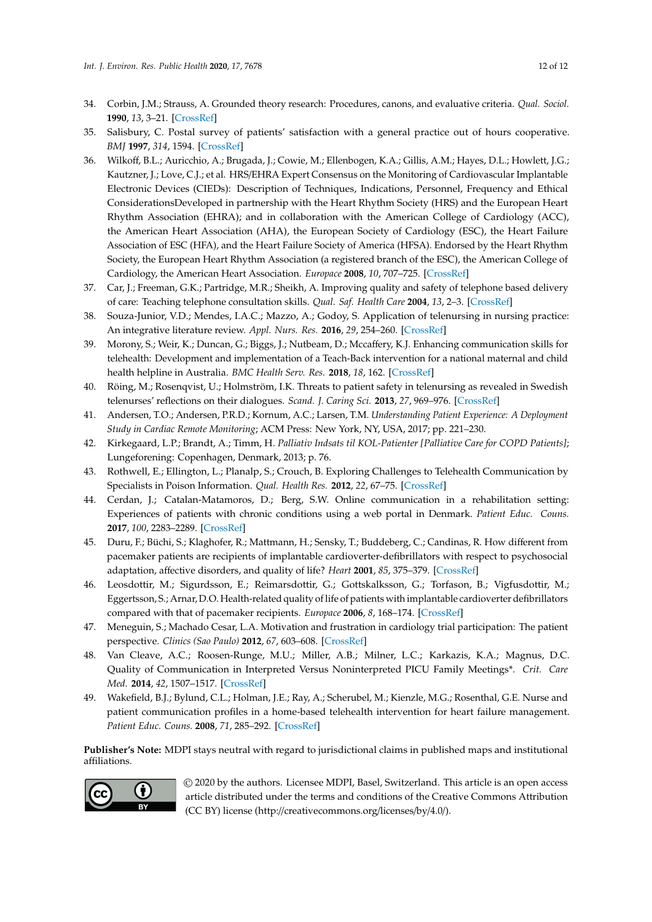34. Corbin, J.M.; Strauss, A. Grounded theory research: Procedures, canons, and evaluative criteria. *Qual. Sociol.* **1990**, *13*, 3–21. [CrossRef]
35. Salisbury, C. Postal survey of patients' satisfaction with a general practice out of hours cooperative. *BMJ* **1997**, *314*, 1594. [CrossRef]
36. Wilkoff, B.L.; Auricchio, A.; Brugada, J.; Cowie, M.; Ellenbogen, K.A.; Gillis, A.M.; Hayes, D.L.; Howlett, J.G.; Kautzner, J.; Love, C.J.; et al. HRS/EHRA Expert Consensus on the Monitoring of Cardiovascular Implantable Electronic Devices (CIEDs): Description of Techniques, Indications, Personnel, Frequency and Ethical ConsiderationsDeveloped in partnership with the Heart Rhythm Society (HRS) and the European Heart Rhythm Association (EHRA); and in collaboration with the American College of Cardiology (ACC), the American Heart Association (AHA), the European Society of Cardiology (ESC), the Heart Failure Association of ESC (HFA), and the Heart Failure Society of America (HFSA). Endorsed by the Heart Rhythm Society, the European Heart Rhythm Association (a registered branch of the ESC), the American College of Cardiology, the American Heart Association. *Europace* **2008**, *10*, 707–725. [CrossRef]
37. Car, J.; Freeman, G.K.; Partridge, M.R.; Sheikh, A. Improving quality and safety of telephone based delivery of care: Teaching telephone consultation skills. *Qual. Saf. Health Care* **2004**, *13*, 2–3. [CrossRef]
38. Souza-Junior, V.D.; Mendes, I.A.C.; Mazzo, A.; Godoy, S. Application of telenursing in nursing practice: An integrative literature review. *Appl. Nurs. Res.* **2016**, *29*, 254–260. [CrossRef]
39. Morony, S.; Weir, K.; Duncan, G.; Biggs, J.; Nutbeam, D.; Mccaffery, K.J. Enhancing communication skills for telehealth: Development and implementation of a Teach-Back intervention for a national maternal and child health helpline in Australia. *BMC Health Serv. Res.* **2018**, *18*, 162. [CrossRef]
40. Röing, M.; Rosenqvist, U.; Holmström, I.K. Threats to patient safety in telenursing as revealed in Swedish telenurses' reflections on their dialogues. *Scand. J. Caring Sci.* **2013**, *27*, 969–976. [CrossRef]
41. Andersen, T.O.; Andersen, P.R.D.; Kornum, A.C.; Larsen, T.M. *Understanding Patient Experience: A Deployment Study in Cardiac Remote Monitoring*; ACM Press: New York, NY, USA, 2017; pp. 221–230.
42. Kirkegaard, L.P.; Brandt, A.; Timm, H. *Palliativ Indsats til KOL-Patienter [Palliative Care for COPD Patients]*; Lungeforening: Copenhagen, Denmark, 2013; p. 76.
43. Rothwell, E.; Ellington, L.; Planalp, S.; Crouch, B. Exploring Challenges to Telehealth Communication by Specialists in Poison Information. *Qual. Health Res.* **2012**, *22*, 67–75. [CrossRef]
44. Cerdan, J.; Catalan-Matamoros, D.; Berg, S.W. Online communication in a rehabilitation setting: Experiences of patients with chronic conditions using a web portal in Denmark. *Patient Educ. Couns.* **2017**, *100*, 2283–2289. [CrossRef]
45. Duru, F.; Büchi, S.; Klaghofer, R.; Mattmann, H.; Sensky, T.; Buddeberg, C.; Candinas, R. How different from pacemaker patients are recipients of implantable cardioverter-defibrillators with respect to psychosocial adaptation, affective disorders, and quality of life? *Heart* **2001**, *85*, 375–379. [CrossRef]
46. Leosdottir, M.; Sigurdsson, E.; Reimarsdottir, G.; Gottskalksson, G.; Torfason, B.; Vigfusdottir, M.; Eggertsson, S.; Arnar, D.O. Health-related quality of life of patients with implantable cardioverter defibrillators compared with that of pacemaker recipients. *Europace* **2006**, *8*, 168–174. [CrossRef]
47. Meneguin, S.; Machado Cesar, L.A. Motivation and frustration in cardiology trial participation: The patient perspective. *Clinics (Sao Paulo)* **2012**, *67*, 603–608. [CrossRef]
48. Van Cleave, A.C.; Roosen-Runge, M.U.; Miller, A.B.; Milner, L.C.; Karkazis, K.A.; Magnus, D.C. Quality of Communication in Interpreted Versus Noninterpreted PICU Family Meetings*. *Crit. Care Med.* **2014**, *42*, 1507–1517. [CrossRef]
49. Wakefield, B.J.; Bylund, C.L.; Holman, J.E.; Ray, A.; Scherubel, M.; Kienzle, M.G.; Rosenthal, G.E. Nurse and patient communication profiles in a home-based telehealth intervention for heart failure management. *Patient Educ. Couns.* **2008**, *71*, 285–292. [CrossRef]

**Publisher's Note:** MDPI stays neutral with regard to jurisdictional claims in published maps and institutional affiliations.

© 2020 by the authors. Licensee MDPI, Basel, Switzerland. This article is an open access article distributed under the terms and conditions of the Creative Commons Attribution (CC BY) license (http://creativecommons.org/licenses/by/4.0/).